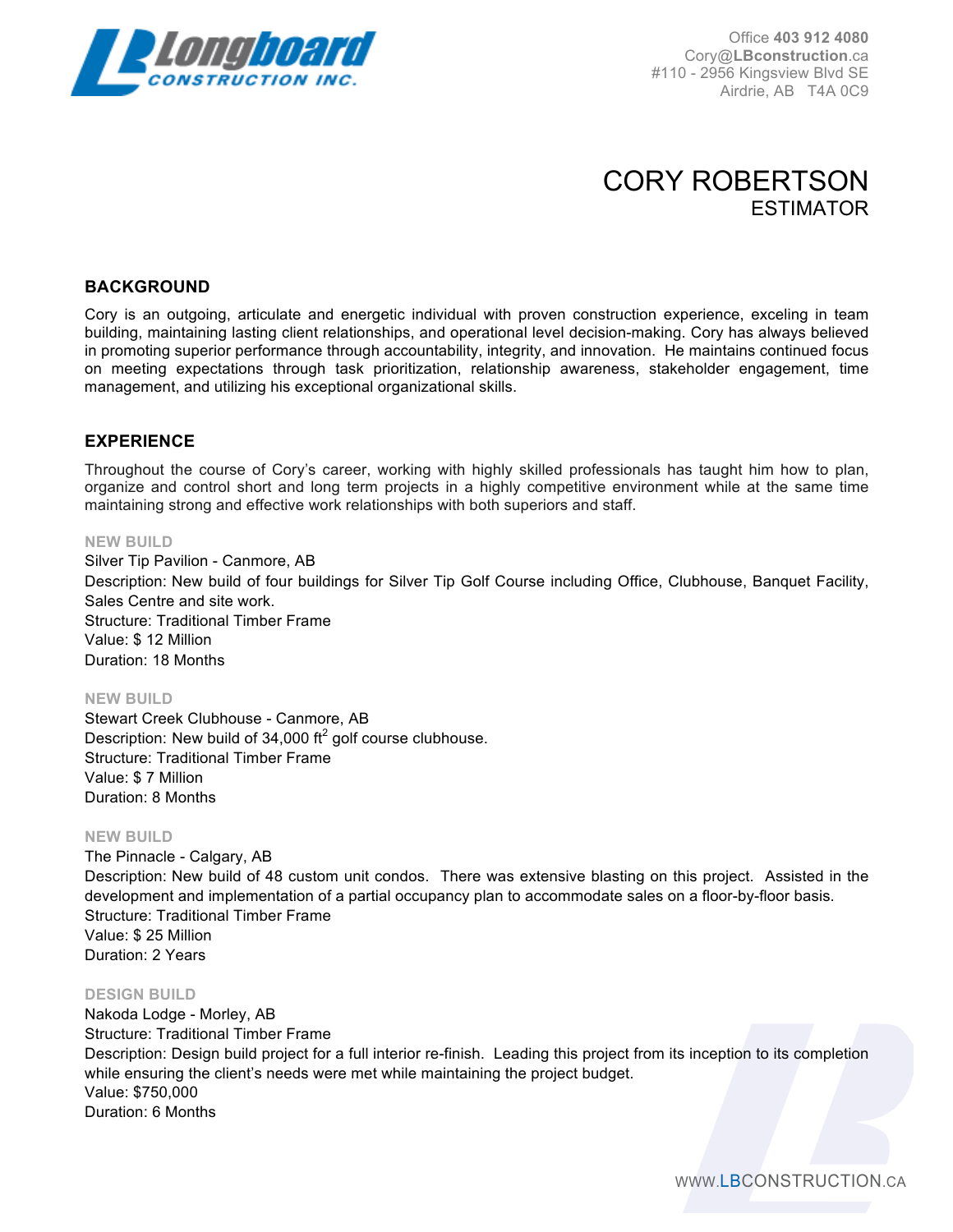Office **403 912 4080**
Cory@**LBconstruction**.ca
#110 - 2956 Kingsview Blvd SE
Airdrie, AB T4A 0C9

# CORY ROBERTSON
## ESTIMATOR

### BACKGROUND

Cory is an outgoing, articulate and energetic individual with proven construction experience, exceling in team building, maintaining lasting client relationships, and operational level decision-making. Cory has always believed in promoting superior performance through accountability, integrity, and innovation. He maintains continued focus on meeting expectations through task prioritization, relationship awareness, stakeholder engagement, time management, and utilizing his exceptional organizational skills.

### EXPERIENCE

Throughout the course of Cory's career, working with highly skilled professionals has taught him how to plan, organize and control short and long term projects in a highly competitive environment while at the same time maintaining strong and effective work relationships with both superiors and staff.

**NEW BUILD**
Silver Tip Pavilion - Canmore, AB
Description: New build of four buildings for Silver Tip Golf Course including Office, Clubhouse, Banquet Facility, Sales Centre and site work.
Structure: Traditional Timber Frame
Value: $ 12 Million
Duration: 18 Months

**NEW BUILD**
Stewart Creek Clubhouse - Canmore, AB
Description: New build of 34,000 ft$^2$ golf course clubhouse.
Structure: Traditional Timber Frame
Value: $ 7 Million
Duration: 8 Months

**NEW BUILD**
The Pinnacle - Calgary, AB
Description: New build of 48 custom unit condos. There was extensive blasting on this project. Assisted in the development and implementation of a partial occupancy plan to accommodate sales on a floor-by-floor basis.
Structure: Traditional Timber Frame
Value: $ 25 Million
Duration: 2 Years

**DESIGN BUILD**
Nakoda Lodge - Morley, AB
Structure: Traditional Timber Frame
Description: Design build project for a full interior re-finish. Leading this project from its inception to its completion while ensuring the client's needs were met while maintaining the project budget.
Value: $750,000
Duration: 6 Months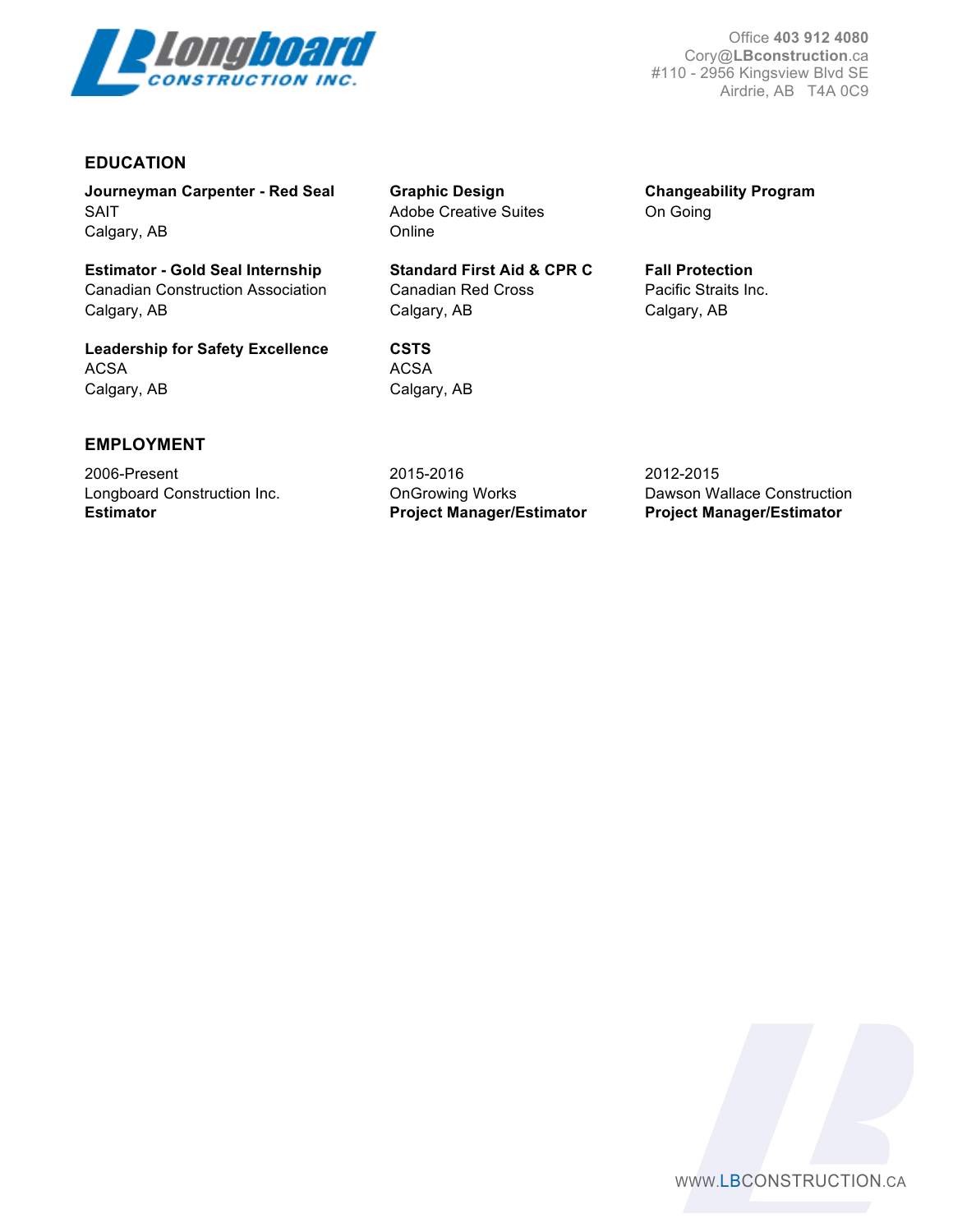Office **403 912 4080**
Cory@**LBconstruction**.ca
#110 - 2956 Kingsview Blvd SE
Airdrie, AB T4A 0C9

## EDUCATION

**Journeyman Carpenter - Red Seal**
SAIT
Calgary, AB

**Graphic Design**
Adobe Creative Suites
Online

**Changeability Program**
On Going

**Estimator - Gold Seal Internship**
Canadian Construction Association
Calgary, AB

**Standard First Aid & CPR C**
Canadian Red Cross
Calgary, AB

**Fall Protection**
Pacific Straits Inc.
Calgary, AB

**Leadership for Safety Excellence**
ACSA
Calgary, AB

**CSTS**
ACSA
Calgary, AB

## EMPLOYMENT

2006-Present
Longboard Construction Inc.
**Estimator**

2015-2016
OnGrowing Works
**Project Manager/Estimator**

2012-2015
Dawson Wallace Construction
**Project Manager/Estimator**

WWW.LBCONSTRUCTION.CA